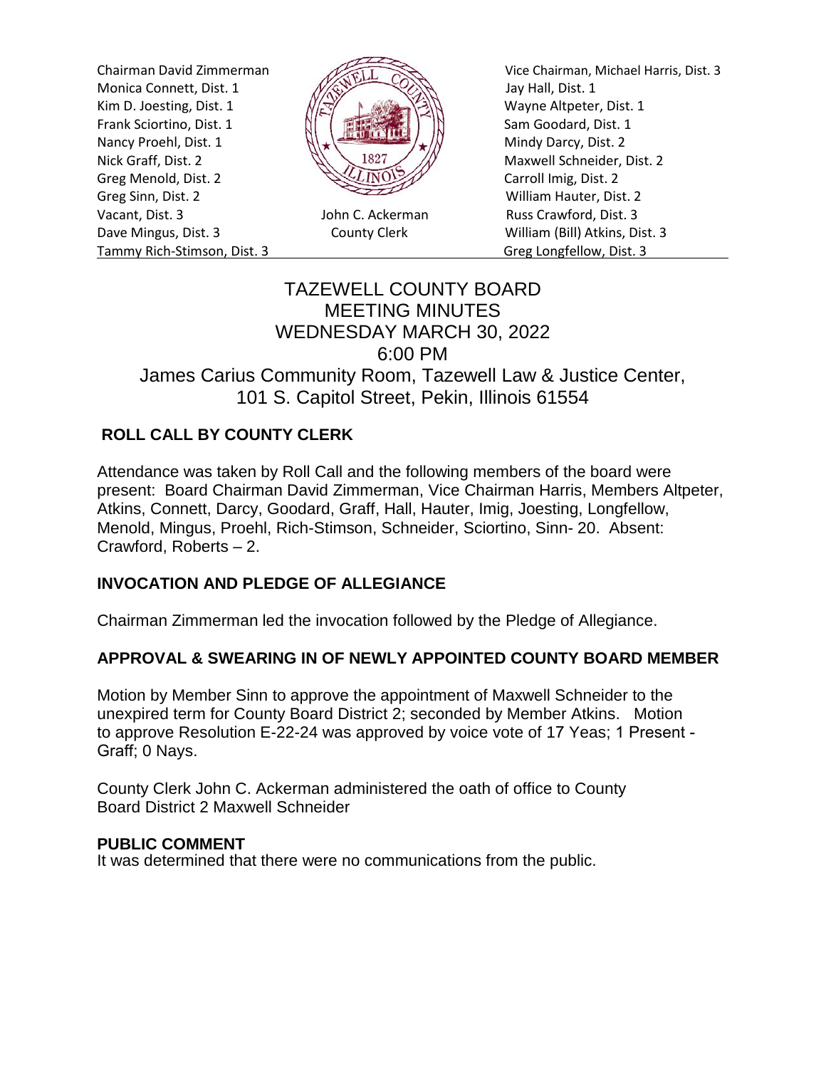Chairman David Zimmerman
Monica Connett, Dist. 1
Kim D. Joesting, Dist. 1
Frank Sciortino, Dist. 1
Nancy Proehl, Dist. 1
Nick Graff, Dist. 2
Greg Menold, Dist. 2
Greg Sinn, Dist. 2
Vacant, Dist. 3
Dave Mingus, Dist. 3
Tammy Rich-Stimson, Dist. 3

John C. Ackerman
County Clerk

Vice Chairman, Michael Harris, Dist. 3
Jay Hall, Dist. 1
Wayne Altpeter, Dist. 1
Sam Goodard, Dist. 1
Mindy Darcy, Dist. 2
Maxwell Schneider, Dist. 2
Carroll Imig, Dist. 2
William Hauter, Dist. 2
Russ Crawford, Dist. 3
William (Bill) Atkins, Dist. 3
Greg Longfellow, Dist. 3

# TAZEWELL COUNTY BOARD
# MEETING MINUTES
# WEDNESDAY MARCH 30, 2022
# 6:00 PM
## James Carius Community Room, Tazewell Law & Justice Center, 101 S. Capitol Street, Pekin, Illinois 61554

### ROLL CALL BY COUNTY CLERK

Attendance was taken by Roll Call and the following members of the board were present: Board Chairman David Zimmerman, Vice Chairman Harris, Members Altpeter, Atkins, Connett, Darcy, Goodard, Graff, Hall, Hauter, Imig, Joesting, Longfellow, Menold, Mingus, Proehl, Rich-Stimson, Schneider, Sciortino, Sinn- 20. Absent: Crawford, Roberts – 2.

### INVOCATION AND PLEDGE OF ALLEGIANCE

Chairman Zimmerman led the invocation followed by the Pledge of Allegiance.

### APPROVAL & SWEARING IN OF NEWLY APPOINTED COUNTY BOARD MEMBER

Motion by Member Sinn to approve the appointment of Maxwell Schneider to the unexpired term for County Board District 2; seconded by Member Atkins. Motion to approve Resolution E-22-24 was approved by voice vote of 17 Yeas; 1 Present - Graff; 0 Nays.

County Clerk John C. Ackerman administered the oath of office to County Board District 2 Maxwell Schneider

### PUBLIC COMMENT

It was determined that there were no communications from the public.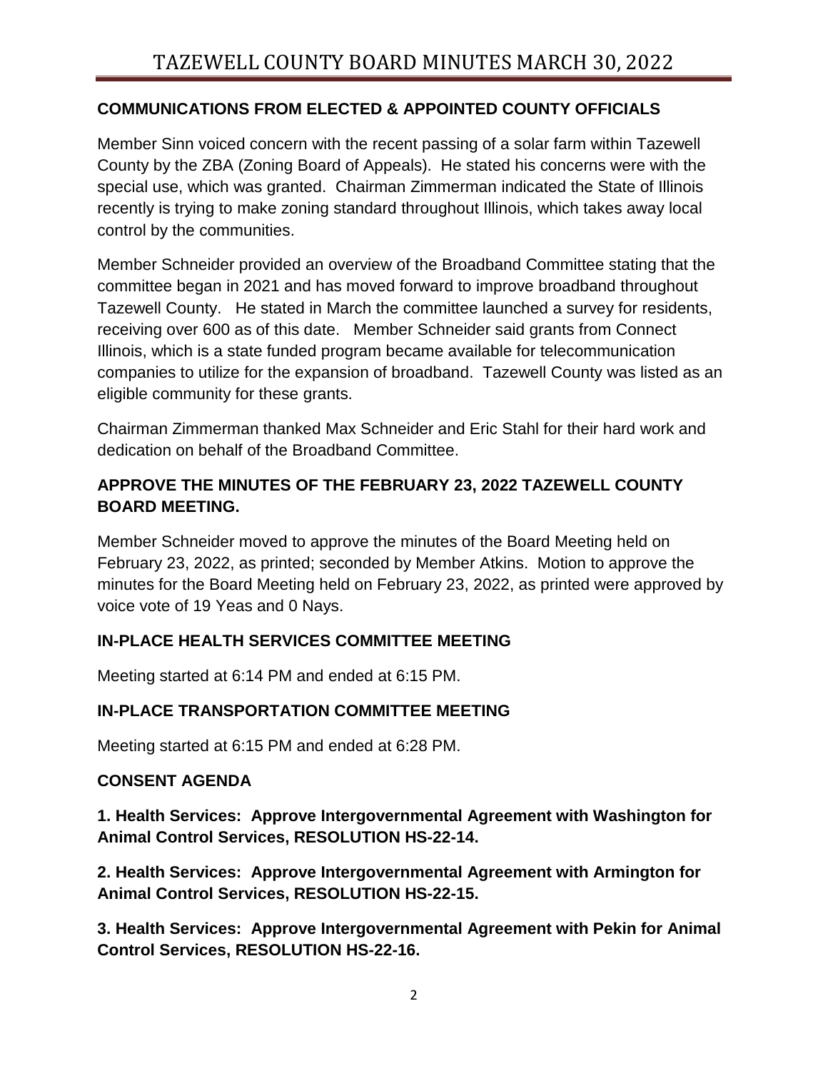## COMMUNICATIONS FROM ELECTED & APPOINTED COUNTY OFFICIALS

Member Sinn voiced concern with the recent passing of a solar farm within Tazewell County by the ZBA (Zoning Board of Appeals). He stated his concerns were with the special use, which was granted. Chairman Zimmerman indicated the State of Illinois recently is trying to make zoning standard throughout Illinois, which takes away local control by the communities.

Member Schneider provided an overview of the Broadband Committee stating that the committee began in 2021 and has moved forward to improve broadband throughout Tazewell County. He stated in March the committee launched a survey for residents, receiving over 600 as of this date. Member Schneider said grants from Connect Illinois, which is a state funded program became available for telecommunication companies to utilize for the expansion of broadband. Tazewell County was listed as an eligible community for these grants.

Chairman Zimmerman thanked Max Schneider and Eric Stahl for their hard work and dedication on behalf of the Broadband Committee.

## APPROVE THE MINUTES OF THE FEBRUARY 23, 2022 TAZEWELL COUNTY BOARD MEETING.

Member Schneider moved to approve the minutes of the Board Meeting held on February 23, 2022, as printed; seconded by Member Atkins. Motion to approve the minutes for the Board Meeting held on February 23, 2022, as printed were approved by voice vote of 19 Yeas and 0 Nays.

## IN-PLACE HEALTH SERVICES COMMITTEE MEETING

Meeting started at 6:14 PM and ended at 6:15 PM.

## IN-PLACE TRANSPORTATION COMMITTEE MEETING

Meeting started at 6:15 PM and ended at 6:28 PM.

## CONSENT AGENDA

**1. Health Services: Approve Intergovernmental Agreement with Washington for Animal Control Services, RESOLUTION HS-22-14.**

**2. Health Services: Approve Intergovernmental Agreement with Armington for Animal Control Services, RESOLUTION HS-22-15.**

**3. Health Services: Approve Intergovernmental Agreement with Pekin for Animal Control Services, RESOLUTION HS-22-16.**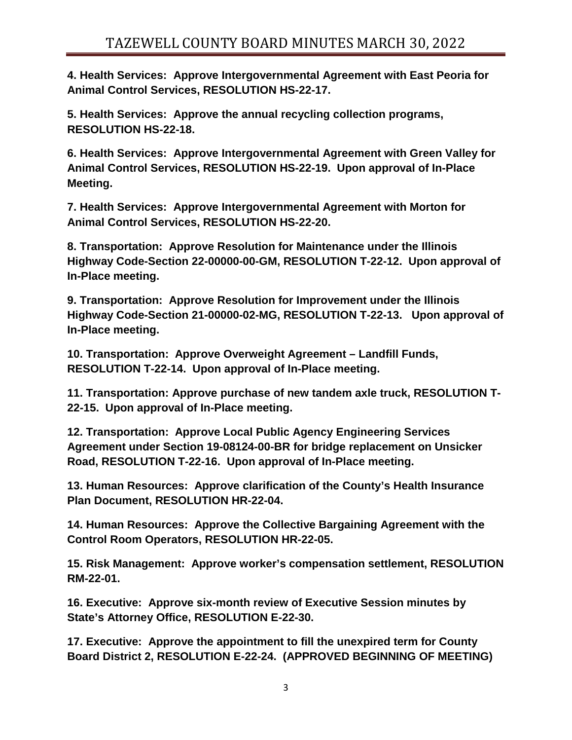**4. Health Services: Approve Intergovernmental Agreement with East Peoria for Animal Control Services, RESOLUTION HS-22-17.**

**5. Health Services: Approve the annual recycling collection programs, RESOLUTION HS-22-18.**

**6. Health Services: Approve Intergovernmental Agreement with Green Valley for Animal Control Services, RESOLUTION HS-22-19. Upon approval of In-Place Meeting.**

**7. Health Services: Approve Intergovernmental Agreement with Morton for Animal Control Services, RESOLUTION HS-22-20.**

**8. Transportation: Approve Resolution for Maintenance under the Illinois Highway Code-Section 22-00000-00-GM, RESOLUTION T-22-12. Upon approval of In-Place meeting.**

**9. Transportation: Approve Resolution for Improvement under the Illinois Highway Code-Section 21-00000-02-MG, RESOLUTION T-22-13. Upon approval of In-Place meeting.**

**10. Transportation: Approve Overweight Agreement – Landfill Funds, RESOLUTION T-22-14. Upon approval of In-Place meeting.**

**11. Transportation: Approve purchase of new tandem axle truck, RESOLUTION T-22-15. Upon approval of In-Place meeting.**

**12. Transportation: Approve Local Public Agency Engineering Services Agreement under Section 19-08124-00-BR for bridge replacement on Unsicker Road, RESOLUTION T-22-16. Upon approval of In-Place meeting.**

**13. Human Resources: Approve clarification of the County's Health Insurance Plan Document, RESOLUTION HR-22-04.**

**14. Human Resources: Approve the Collective Bargaining Agreement with the Control Room Operators, RESOLUTION HR-22-05.**

**15. Risk Management: Approve worker's compensation settlement, RESOLUTION RM-22-01.**

**16. Executive: Approve six-month review of Executive Session minutes by State's Attorney Office, RESOLUTION E-22-30.**

**17. Executive: Approve the appointment to fill the unexpired term for County Board District 2, RESOLUTION E-22-24. (APPROVED BEGINNING OF MEETING)**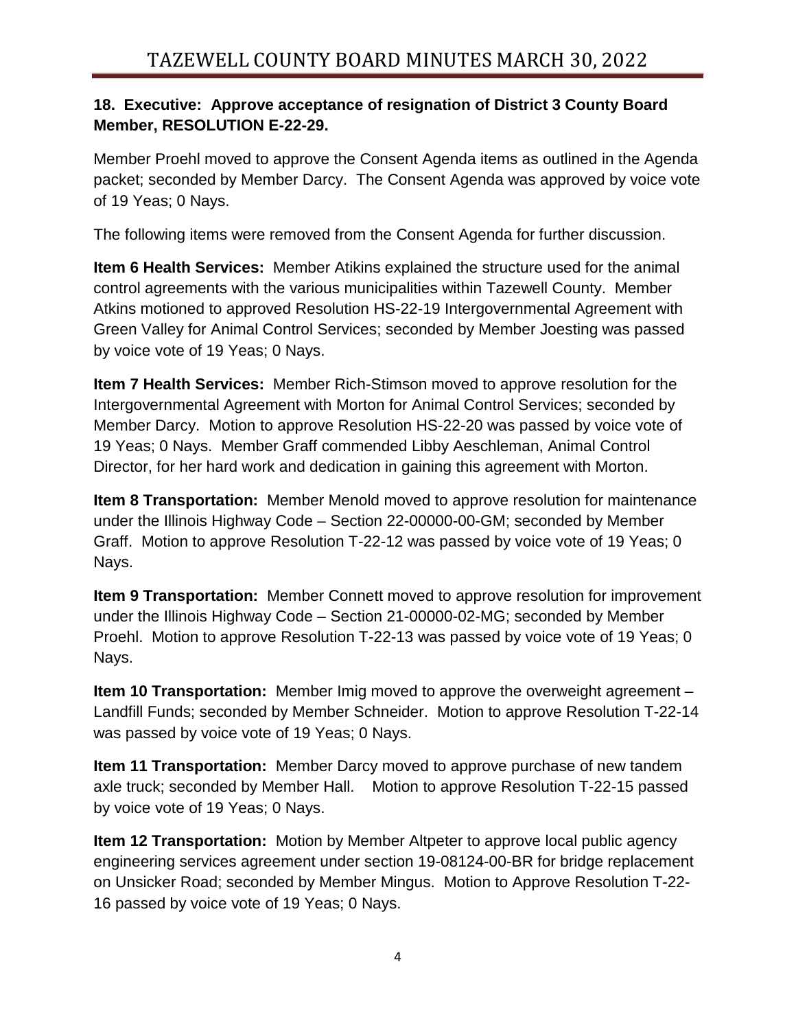**18. Executive: Approve acceptance of resignation of District 3 County Board Member, RESOLUTION E-22-29.**

Member Proehl moved to approve the Consent Agenda items as outlined in the Agenda packet; seconded by Member Darcy. The Consent Agenda was approved by voice vote of 19 Yeas; 0 Nays.

The following items were removed from the Consent Agenda for further discussion.

**Item 6 Health Services:** Member Atikins explained the structure used for the animal control agreements with the various municipalities within Tazewell County. Member Atkins motioned to approved Resolution HS-22-19 Intergovernmental Agreement with Green Valley for Animal Control Services; seconded by Member Joesting was passed by voice vote of 19 Yeas; 0 Nays.

**Item 7 Health Services:** Member Rich-Stimson moved to approve resolution for the Intergovernmental Agreement with Morton for Animal Control Services; seconded by Member Darcy. Motion to approve Resolution HS-22-20 was passed by voice vote of 19 Yeas; 0 Nays. Member Graff commended Libby Aeschleman, Animal Control Director, for her hard work and dedication in gaining this agreement with Morton.

**Item 8 Transportation:** Member Menold moved to approve resolution for maintenance under the Illinois Highway Code – Section 22-00000-00-GM; seconded by Member Graff. Motion to approve Resolution T-22-12 was passed by voice vote of 19 Yeas; 0 Nays.

**Item 9 Transportation:** Member Connett moved to approve resolution for improvement under the Illinois Highway Code – Section 21-00000-02-MG; seconded by Member Proehl. Motion to approve Resolution T-22-13 was passed by voice vote of 19 Yeas; 0 Nays.

**Item 10 Transportation:** Member Imig moved to approve the overweight agreement – Landfill Funds; seconded by Member Schneider. Motion to approve Resolution T-22-14 was passed by voice vote of 19 Yeas; 0 Nays.

**Item 11 Transportation:** Member Darcy moved to approve purchase of new tandem axle truck; seconded by Member Hall. Motion to approve Resolution T-22-15 passed by voice vote of 19 Yeas; 0 Nays.

**Item 12 Transportation:** Motion by Member Altpeter to approve local public agency engineering services agreement under section 19-08124-00-BR for bridge replacement on Unsicker Road; seconded by Member Mingus. Motion to Approve Resolution T-22-16 passed by voice vote of 19 Yeas; 0 Nays.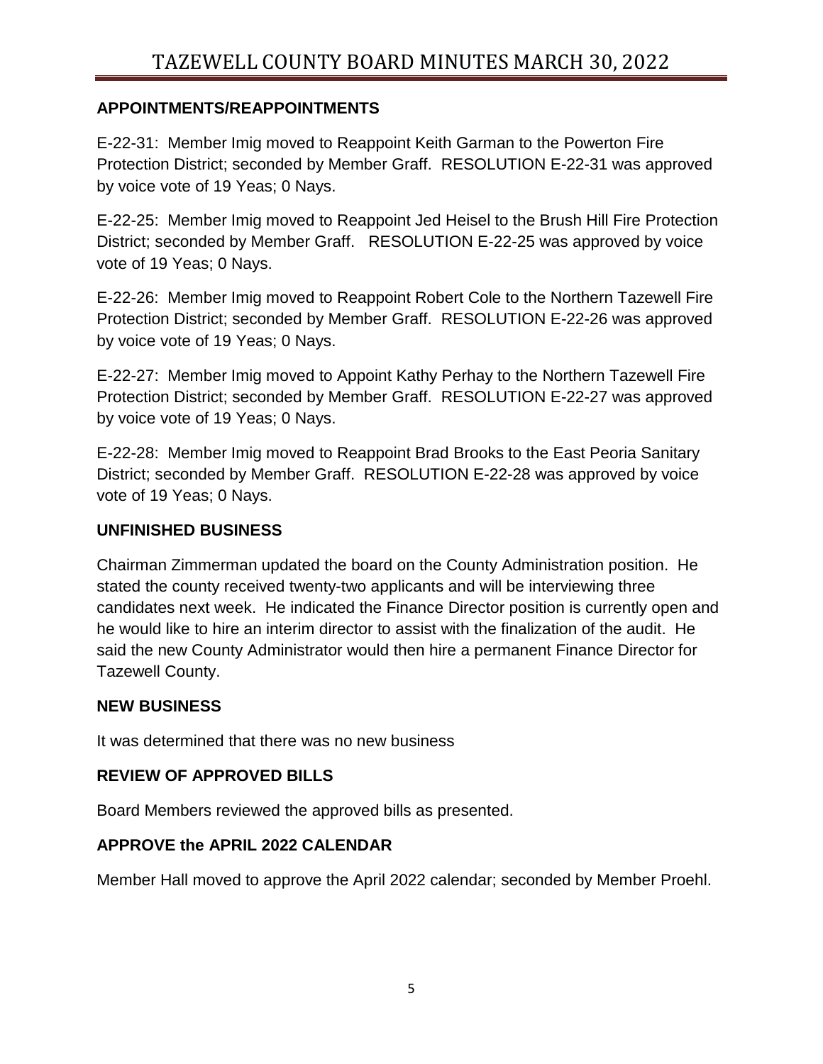## APPOINTMENTS/REAPPOINTMENTS

E-22-31: Member Imig moved to Reappoint Keith Garman to the Powerton Fire Protection District; seconded by Member Graff. RESOLUTION E-22-31 was approved by voice vote of 19 Yeas; 0 Nays.

E-22-25: Member Imig moved to Reappoint Jed Heisel to the Brush Hill Fire Protection District; seconded by Member Graff. RESOLUTION E-22-25 was approved by voice vote of 19 Yeas; 0 Nays.

E-22-26: Member Imig moved to Reappoint Robert Cole to the Northern Tazewell Fire Protection District; seconded by Member Graff. RESOLUTION E-22-26 was approved by voice vote of 19 Yeas; 0 Nays.

E-22-27: Member Imig moved to Appoint Kathy Perhay to the Northern Tazewell Fire Protection District; seconded by Member Graff. RESOLUTION E-22-27 was approved by voice vote of 19 Yeas; 0 Nays.

E-22-28: Member Imig moved to Reappoint Brad Brooks to the East Peoria Sanitary District; seconded by Member Graff. RESOLUTION E-22-28 was approved by voice vote of 19 Yeas; 0 Nays.

## UNFINISHED BUSINESS

Chairman Zimmerman updated the board on the County Administration position. He stated the county received twenty-two applicants and will be interviewing three candidates next week. He indicated the Finance Director position is currently open and he would like to hire an interim director to assist with the finalization of the audit. He said the new County Administrator would then hire a permanent Finance Director for Tazewell County.

## NEW BUSINESS

It was determined that there was no new business

## REVIEW OF APPROVED BILLS

Board Members reviewed the approved bills as presented.

## APPROVE the APRIL 2022 CALENDAR

Member Hall moved to approve the April 2022 calendar; seconded by Member Proehl.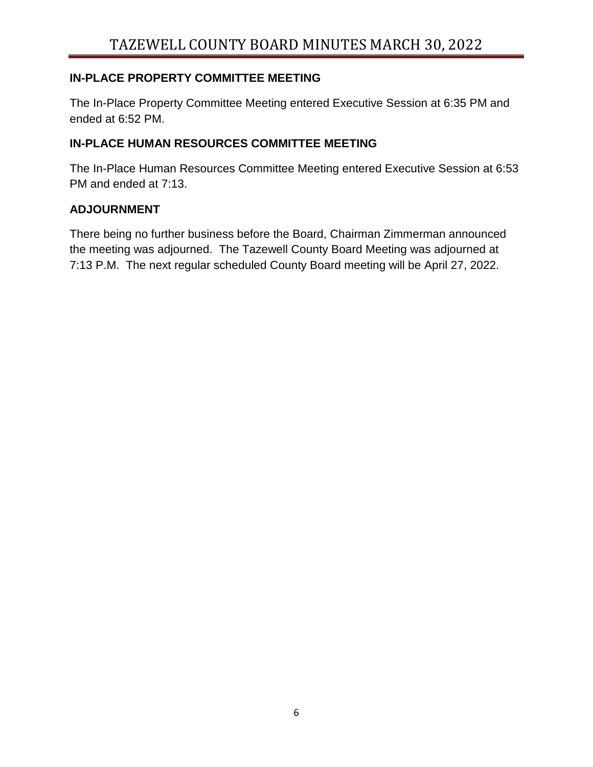## IN-PLACE PROPERTY COMMITTEE MEETING

The In-Place Property Committee Meeting entered Executive Session at 6:35 PM and ended at 6:52 PM.

## IN-PLACE HUMAN RESOURCES COMMITTEE MEETING

The In-Place Human Resources Committee Meeting entered Executive Session at 6:53 PM and ended at 7:13.

## ADJOURNMENT

There being no further business before the Board, Chairman Zimmerman announced the meeting was adjourned. The Tazewell County Board Meeting was adjourned at 7:13 P.M. The next regular scheduled County Board meeting will be April 27, 2022.